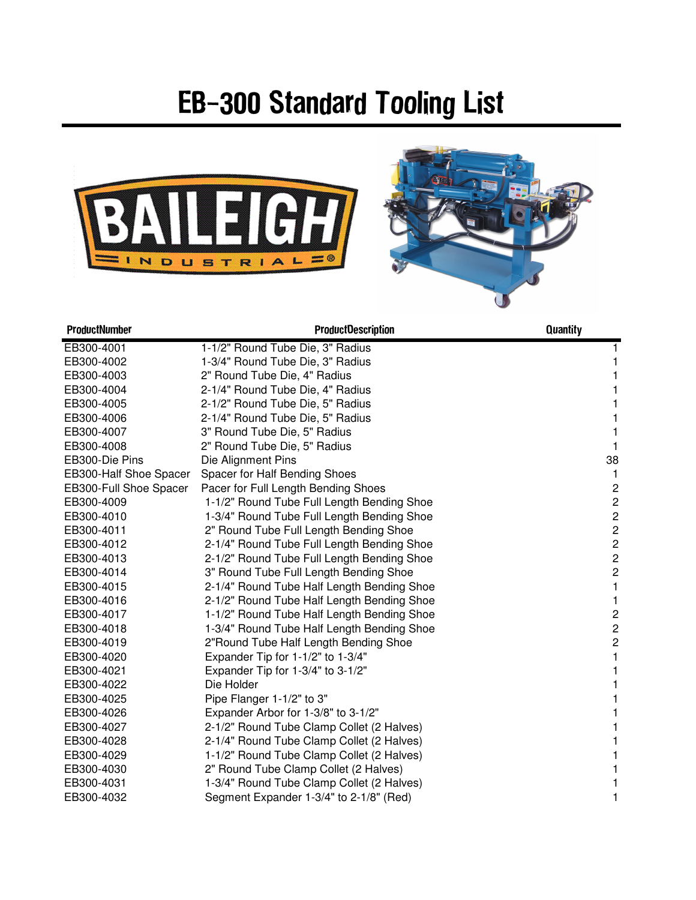# EB-300 Standard Tooling List

| ProductNumber | ProductDescription | Quantity |
| --- | --- | --- |
| EB300-4001 | 1-1/2" Round Tube Die, 3" Radius | 1 |
| EB300-4002 | 1-3/4" Round Tube Die, 3" Radius | 1 |
| EB300-4003 | 2" Round Tube Die, 4" Radius | 1 |
| EB300-4004 | 2-1/4" Round Tube Die, 4" Radius | 1 |
| EB300-4005 | 2-1/2" Round Tube Die, 5" Radius | 1 |
| EB300-4006 | 2-1/4" Round Tube Die, 5" Radius | 1 |
| EB300-4007 | 3" Round Tube Die, 5" Radius | 1 |
| EB300-4008 | 2" Round Tube Die, 5" Radius | 1 |
| EB300-Die Pins | Die Alignment Pins | 38 |
| EB300-Half Shoe Spacer | Spacer for Half Bending Shoes | 1 |
| EB300-Full Shoe Spacer | Pacer for Full Length Bending Shoes | 2 |
| EB300-4009 | 1-1/2" Round Tube Full Length Bending Shoe | 2 |
| EB300-4010 | 1-3/4" Round Tube Full Length Bending Shoe | 2 |
| EB300-4011 | 2" Round Tube Full Length Bending Shoe | 2 |
| EB300-4012 | 2-1/4" Round Tube Full Length Bending Shoe | 2 |
| EB300-4013 | 2-1/2" Round Tube Full Length Bending Shoe | 2 |
| EB300-4014 | 3" Round Tube Full Length Bending Shoe | 2 |
| EB300-4015 | 2-1/4" Round Tube Half Length Bending Shoe | 1 |
| EB300-4016 | 2-1/2" Round Tube Half Length Bending Shoe | 1 |
| EB300-4017 | 1-1/2" Round Tube Half Length Bending Shoe | 2 |
| EB300-4018 | 1-3/4" Round Tube Half Length Bending Shoe | 2 |
| EB300-4019 | 2"Round Tube Half Length Bending Shoe | 2 |
| EB300-4020 | Expander Tip for 1-1/2" to 1-3/4" | 1 |
| EB300-4021 | Expander Tip for 1-3/4" to 3-1/2" | 1 |
| EB300-4022 | Die Holder | 1 |
| EB300-4025 | Pipe Flanger 1-1/2" to 3" | 1 |
| EB300-4026 | Expander Arbor for 1-3/8" to 3-1/2" | 1 |
| EB300-4027 | 2-1/2" Round Tube Clamp Collet (2 Halves) | 1 |
| EB300-4028 | 2-1/4" Round Tube Clamp Collet (2 Halves) | 1 |
| EB300-4029 | 1-1/2" Round Tube Clamp Collet (2 Halves) | 1 |
| EB300-4030 | 2" Round Tube Clamp Collet (2 Halves) | 1 |
| EB300-4031 | 1-3/4" Round Tube Clamp Collet (2 Halves) | 1 |
| EB300-4032 | Segment Expander 1-3/4" to 2-1/8" (Red) | 1 |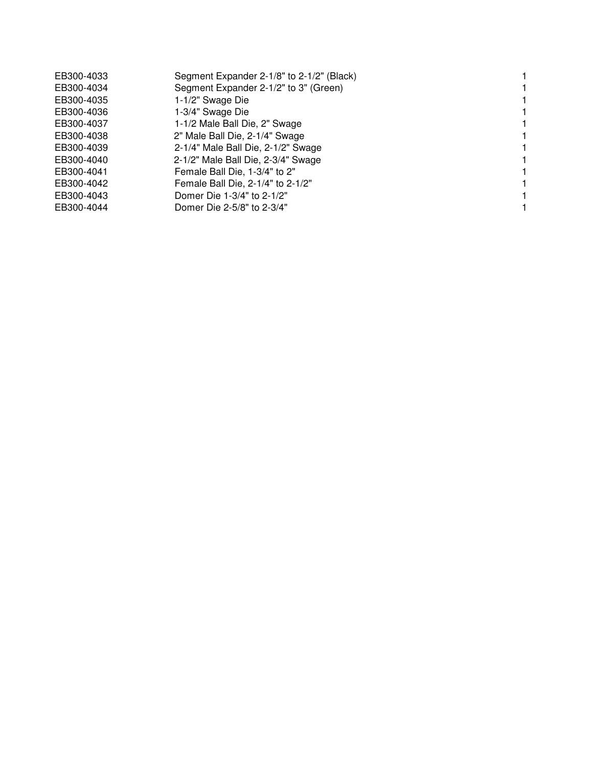| | | |
|---|---|---|
| EB300-4033 | Segment Expander 2-1/8" to 2-1/2" (Black) | 1 |
| EB300-4034 | Segment Expander 2-1/2" to 3" (Green) | 1 |
| EB300-4035 | 1-1/2" Swage Die | 1 |
| EB300-4036 | 1-3/4" Swage Die | 1 |
| EB300-4037 | 1-1/2 Male Ball Die, 2" Swage | 1 |
| EB300-4038 | 2" Male Ball Die, 2-1/4" Swage | 1 |
| EB300-4039 | 2-1/4" Male Ball Die, 2-1/2" Swage | 1 |
| EB300-4040 | 2-1/2" Male Ball Die, 2-3/4" Swage | 1 |
| EB300-4041 | Female Ball Die, 1-3/4" to 2" | 1 |
| EB300-4042 | Female Ball Die, 2-1/4" to 2-1/2" | 1 |
| EB300-4043 | Domer Die 1-3/4" to 2-1/2" | 1 |
| EB300-4044 | Domer Die 2-5/8" to 2-3/4" | 1 |